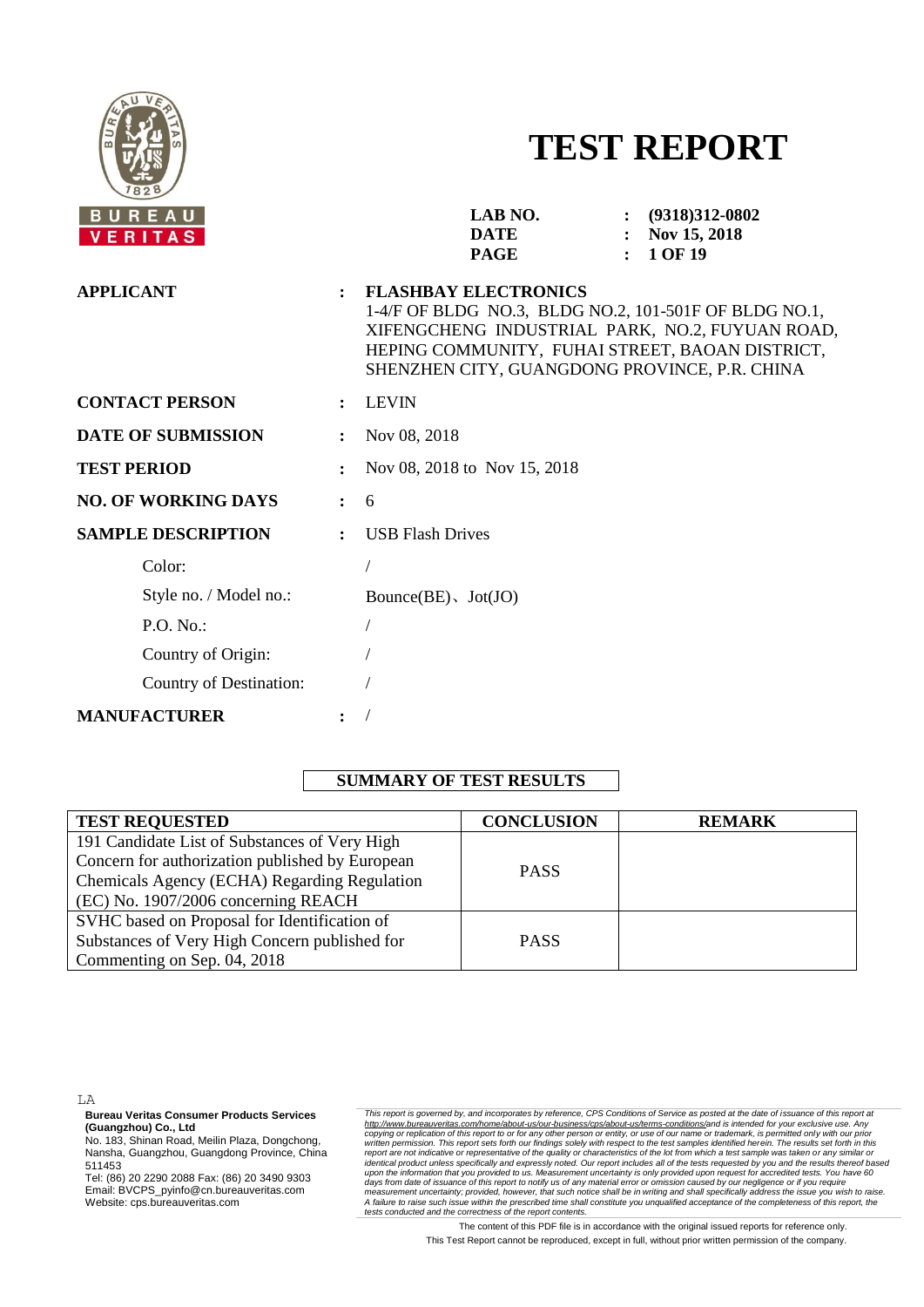BUREAU VERITAS

# TEST REPORT

**LAB NO.** : **(9318)312-0802**
**DATE** : **Nov 15, 2018**

**APPLICANT** : **FLASHBAY ELECTRONICS**
1-4/F OF BLDG NO.3, BLDG NO.2, 101-501F OF BLDG NO.1, XIFENGCHENG INDUSTRIAL PARK, NO.2, FUYUAN ROAD, HEPING COMMUNITY, FUHAI STREET, BAOAN DISTRICT, SHENZHEN CITY, GUANGDONG PROVINCE, P.R. CHINA

**CONTACT PERSON** : LEVIN

**DATE OF SUBMISSION** : Nov 08, 2018

**TEST PERIOD** : Nov 08, 2018 to Nov 15, 2018

**NO. OF WORKING DAYS** : 6

**SAMPLE DESCRIPTION** : USB Flash Drives

Color: /

Style no. / Model no.: Bounce(BE)、Jot(JO)

P.O. No.: /

Country of Origin: /

Country of Destination: /

**MANUFACTURER** : /

## SUMMARY OF TEST RESULTS

| TEST REQUESTED | CONCLUSION | REMARK |
|---|---|---|
| 191 Candidate List of Substances of Very High Concern for authorization published by European Chemicals Agency (ECHA) Regarding Regulation (EC) No. 1907/2006 concerning REACH | PASS | |
| SVHC based on Proposal for Identification of Substances of Very High Concern published for Commenting on Sep. 04, 2018 | PASS | |

LA

**Bureau Veritas Consumer Products Services (Guangzhou) Co., Ltd**
No. 183, Shinan Road, Meilin Plaza, Dongchong, Nansha, Guangzhou, Guangdong Province, China 511453
Tel: (86) 20 2290 2088 Fax: (86) 20 3490 9303
Email: BVCPS_pyinfo@cn.bureauveritas.com
Website: cps.bureauveritas.com

*This report is governed by, and incorporates by reference, CPS Conditions of Service as posted at the date of issuance of this report at http://www.bureauveritas.com/home/about-us/our-business/cps/about-us/terms-conditions/and is intended for your exclusive use. Any copying or replication of this report to or for any other person or entity, or use of our name or trademark, is permitted only with our prior written permission. This report sets forth our findings solely with respect to the test samples identified herein. The results set forth in this report are not indicative or representative of the quality or characteristics of the lot from which a test sample was taken or any similar or identical product unless specifically and expressly noted. Our report includes all of the tests requested by you and the results thereof based upon the information that you provided to us. Measurement uncertainty is only provided upon request for accredited tests. You have 60 days from date of issuance of this report to notify us of any material error or omission caused by our negligence or if you require measurement uncertainty; provided, however, that such notice shall be in writing and shall specifically address the issue you wish to raise. A failure to raise such issue within the prescribed time shall constitute you unqualified acceptance of the completeness of this report, the tests conducted and the correctness of the report contents.*

The content of this PDF file is in accordance with the original issued reports for reference only.
This Test Report cannot be reproduced, except in full, without prior written permission of the company.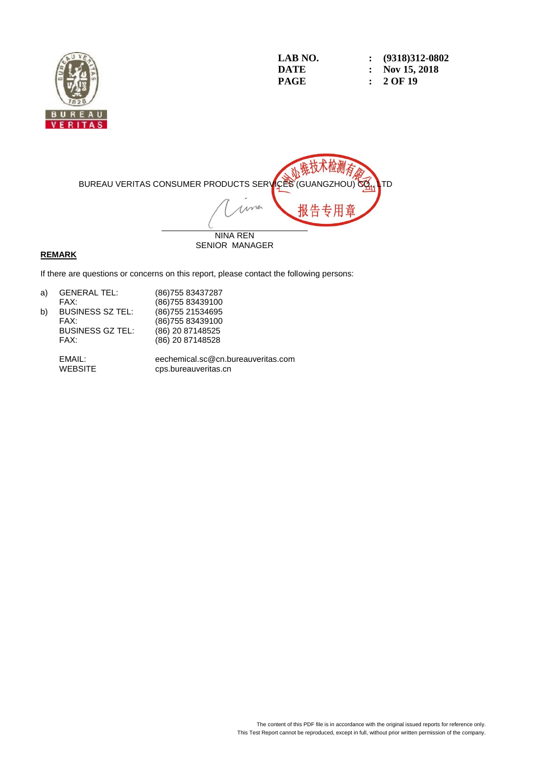BUREAU VERITAS CONSUMER PRODUCTS SERVICES (GUANGZHOU) CO., LTD

NINA REN
SENIOR MANAGER

**REMARK**

If there are questions or concerns on this report, please contact the following persons:

| | | |
|---|---|---|
| a) | GENERAL TEL: | (86)755 83437287 |
| | FAX: | (86)755 83439100 |
| b) | BUSINESS SZ TEL: | (86)755 21534695 |
| | FAX: | (86)755 83439100 |
| | BUSINESS GZ TEL: | (86) 20 87148525 |
| | FAX: | (86) 20 87148528 |
| | EMAIL: | eechemical.sc@cn.bureauveritas.com |
| | WEBSITE | cps.bureauveritas.cn |

The content of this PDF file is in accordance with the original issued reports for reference only.
This Test Report cannot be reproduced, except in full, without prior written permission of the company.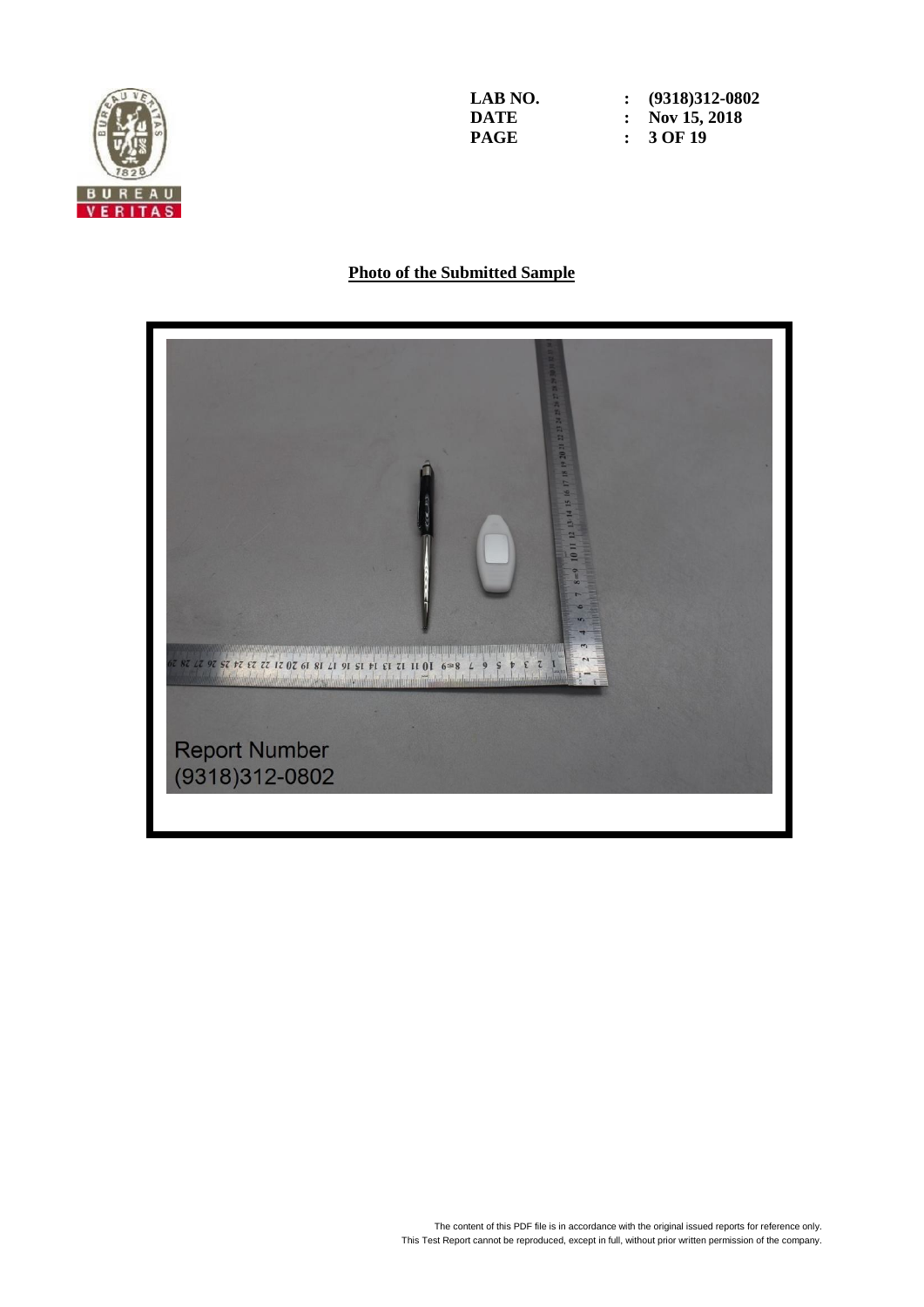**LAB NO.** : (9318)312-0802
**DATE** : Nov 15, 2018

## Photo of the Submitted Sample

Report Number
(9318)312-0802

The content of this PDF file is in accordance with the original issued reports for reference only.
This Test Report cannot be reproduced, except in full, without prior written permission of the company.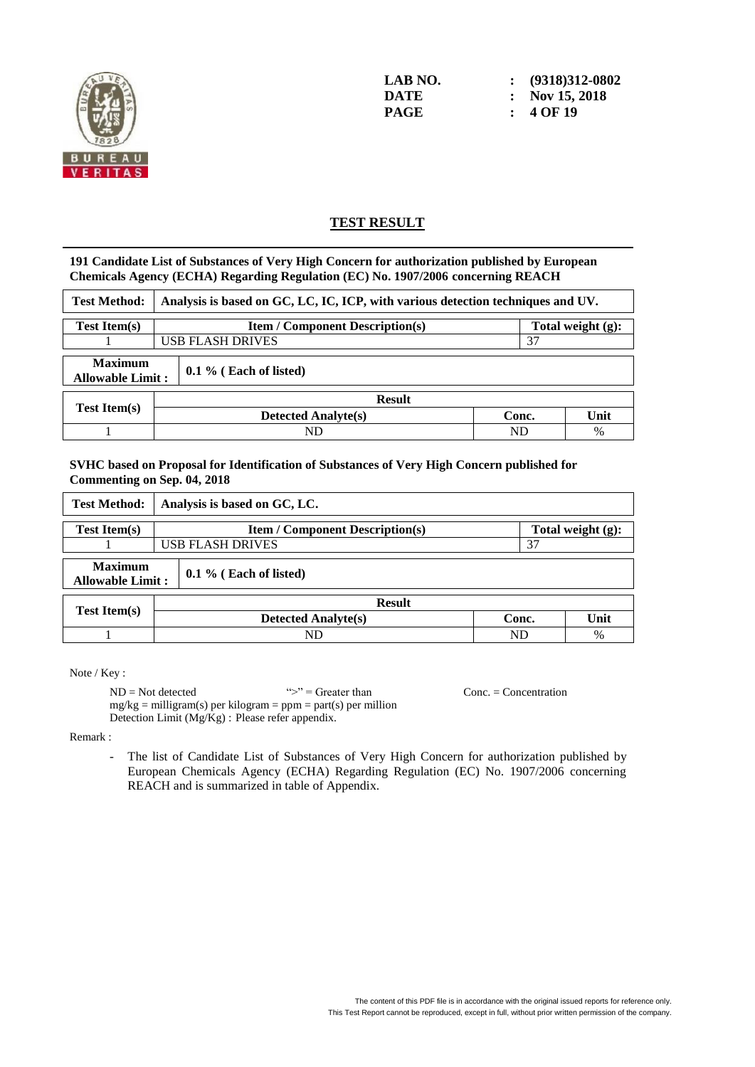LAB NO. : (9318)312-0802
DATE : Nov 15, 2018

## TEST RESULT

**191 Candidate List of Substances of Very High Concern for authorization published by European Chemicals Agency (ECHA) Regarding Regulation (EC) No. 1907/2006 concerning REACH**

| **Test Method:** | **Analysis is based on GC, LC, IC, ICP, with various detection techniques and UV.** |
|---|---|

| **Test Item(s)** | **Item / Component Description(s)** | **Total weight (g):** |
|---|---|---|
| 1 | USB FLASH DRIVES | 37 |

| **Maximum Allowable Limit :** | **0.1 % ( Each of listed)** |
|---|---|

| **Test Item(s)** | **Result** | | |
|---|---|---|---|
| | **Detected Analyte(s)** | **Conc.** | **Unit** |
| 1 | ND | ND | % |

**SVHC based on Proposal for Identification of Substances of Very High Concern published for Commenting on Sep. 04, 2018**

| **Test Method:** | **Analysis is based on GC, LC.** |
|---|---|

| **Test Item(s)** | **Item / Component Description(s)** | **Total weight (g):** |
|---|---|---|
| 1 | USB FLASH DRIVES | 37 |

| **Maximum Allowable Limit :** | **0.1 % ( Each of listed)** |
|---|---|

| **Test Item(s)** | **Result** | | |
|---|---|---|---|
| | **Detected Analyte(s)** | **Conc.** | **Unit** |
| 1 | ND | ND | % |

Note / Key :

ND = Not detected    ">" = Greater than    Conc. = Concentration
mg/kg = milligram(s) per kilogram = ppm = part(s) per million
Detection Limit (Mg/Kg) : Please refer appendix.

Remark :

- The list of Candidate List of Substances of Very High Concern for authorization published by European Chemicals Agency (ECHA) Regarding Regulation (EC) No. 1907/2006 concerning REACH and is summarized in table of Appendix.

The content of this PDF file is in accordance with the original issued reports for reference only.
This Test Report cannot be reproduced, except in full, without prior written permission of the company.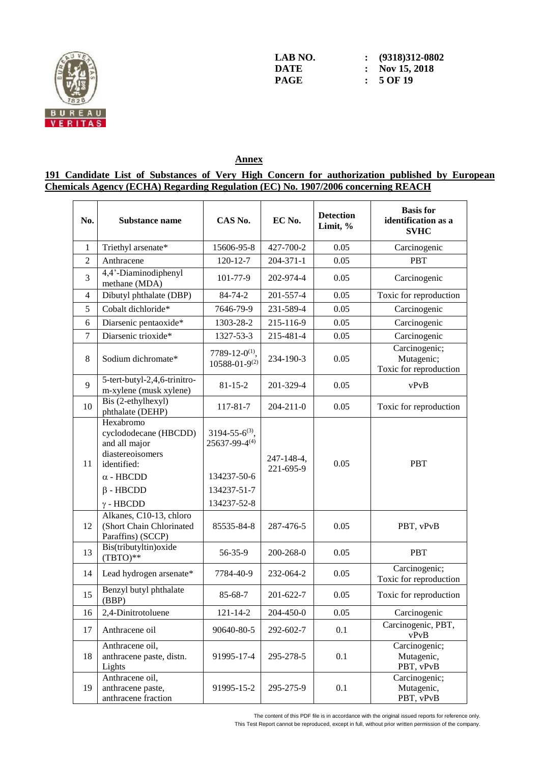## Annex

**191 Candidate List of Substances of Very High Concern for authorization published by European Chemicals Agency (ECHA) Regarding Regulation (EC) No. 1907/2006 concerning REACH**

| No. | Substance name | CAS No. | EC No. | Detection Limit, % | Basis for identification as a SVHC |
|---|---|---|---|---|---|
| 1 | Triethyl arsenate* | 15606-95-8 | 427-700-2 | 0.05 | Carcinogenic |
| 2 | Anthracene | 120-12-7 | 204-371-1 | 0.05 | PBT |
| 3 | 4,4'-Diaminodiphenyl methane (MDA) | 101-77-9 | 202-974-4 | 0.05 | Carcinogenic |
| 4 | Dibutyl phthalate (DBP) | 84-74-2 | 201-557-4 | 0.05 | Toxic for reproduction |
| 5 | Cobalt dichloride* | 7646-79-9 | 231-589-4 | 0.05 | Carcinogenic |
| 6 | Diarsenic pentaoxide* | 1303-28-2 | 215-116-9 | 0.05 | Carcinogenic |
| 7 | Diarsenic trioxide* | 1327-53-3 | 215-481-4 | 0.05 | Carcinogenic |
| 8 | Sodium dichromate* | 7789-12-0(1), 10588-01-9(2) | 234-190-3 | 0.05 | Carcinogenic; Mutagenic; Toxic for reproduction |
| 9 | 5-tert-butyl-2,4,6-trinitro-m-xylene (musk xylene) | 81-15-2 | 201-329-4 | 0.05 | vPvB |
| 10 | Bis (2-ethylhexyl) phthalate (DEHP) | 117-81-7 | 204-211-0 | 0.05 | Toxic for reproduction |
| 11 | Hexabromo cyclododecane (HBCDD) and all major diastereoisomers identified: α - HBCDD β - HBCDD γ - HBCDD | 3194-55-6(3), 25637-99-4(4) 134237-50-6 134237-51-7 134237-52-8 | 247-148-4, 221-695-9 | 0.05 | PBT |
| 12 | Alkanes, C10-13, chloro (Short Chain Chlorinated Paraffins) (SCCP) | 85535-84-8 | 287-476-5 | 0.05 | PBT, vPvB |
| 13 | Bis(tributyltin)oxide (TBTO)** | 56-35-9 | 200-268-0 | 0.05 | PBT |
| 14 | Lead hydrogen arsenate* | 7784-40-9 | 232-064-2 | 0.05 | Carcinogenic; Toxic for reproduction |
| 15 | Benzyl butyl phthalate (BBP) | 85-68-7 | 201-622-7 | 0.05 | Toxic for reproduction |
| 16 | 2,4-Dinitrotoluene | 121-14-2 | 204-450-0 | 0.05 | Carcinogenic |
| 17 | Anthracene oil | 90640-80-5 | 292-602-7 | 0.1 | Carcinogenic, PBT, vPvB |
| 18 | Anthracene oil, anthracene paste, distn. Lights | 91995-17-4 | 295-278-5 | 0.1 | Carcinogenic; Mutagenic, PBT, vPvB |
| 19 | Anthracene oil, anthracene paste, anthracene fraction | 91995-15-2 | 295-275-9 | 0.1 | Carcinogenic; Mutagenic, PBT, vPvB |

The content of this PDF file is in accordance with the original issued reports for reference only.
This Test Report cannot be reproduced, except in full, without prior written permission of the company.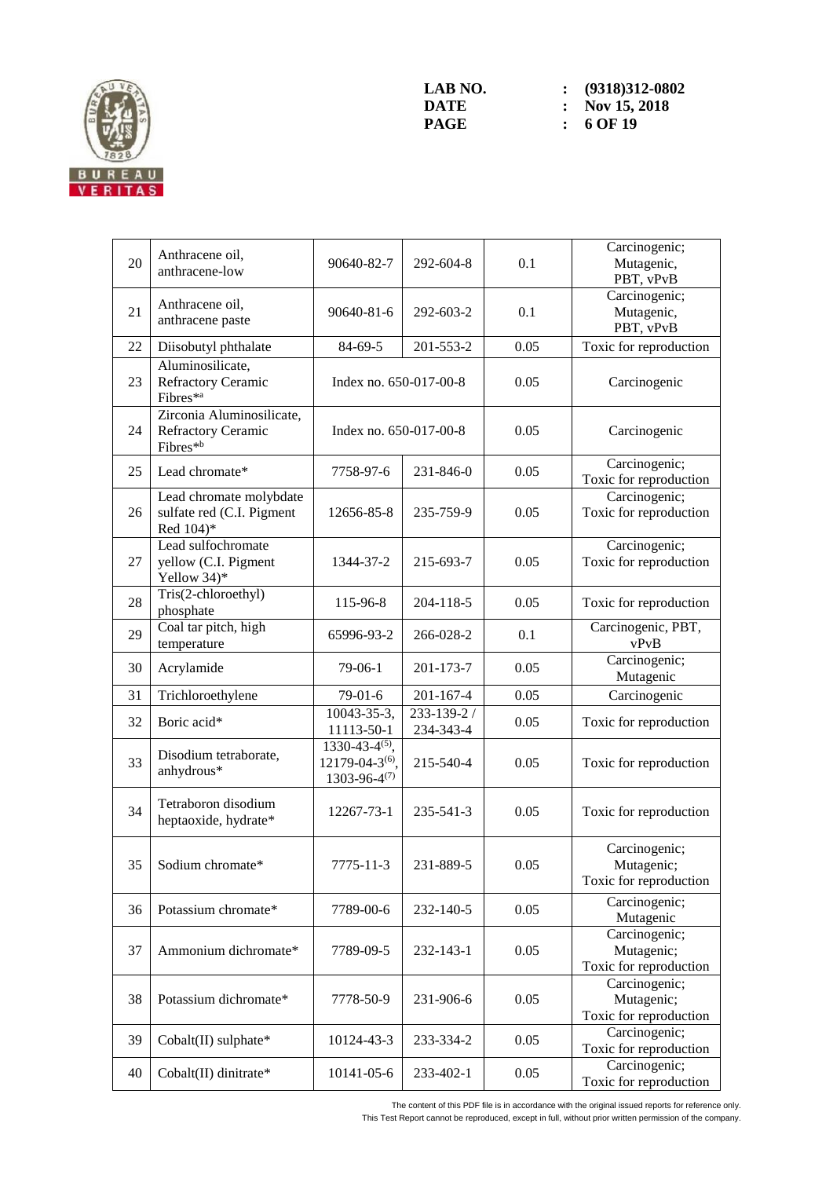| 20 | Anthracene oil, anthracene-low | 90640-82-7 | 292-604-8 | 0.1 | Carcinogenic; Mutagenic, PBT, vPvB |
|---|---|---|---|---|---|
| 21 | Anthracene oil, anthracene paste | 90640-81-6 | 292-603-2 | 0.1 | Carcinogenic; Mutagenic, PBT, vPvB |
| 22 | Diisobutyl phthalate | 84-69-5 | 201-553-2 | 0.05 | Toxic for reproduction |
| 23 | Aluminosilicate, Refractory Ceramic Fibres*[a] | Index no. 650-017-00-8 | | 0.05 | Carcinogenic |
| 24 | Zirconia Aluminosilicate, Refractory Ceramic Fibres*[b] | Index no. 650-017-00-8 | | 0.05 | Carcinogenic |
| 25 | Lead chromate* | 7758-97-6 | 231-846-0 | 0.05 | Carcinogenic; Toxic for reproduction |
| 26 | Lead chromate molybdate sulfate red (C.I. Pigment Red 104)* | 12656-85-8 | 235-759-9 | 0.05 | Carcinogenic; Toxic for reproduction |
| 27 | Lead sulfochromate yellow (C.I. Pigment Yellow 34)* | 1344-37-2 | 215-693-7 | 0.05 | Carcinogenic; Toxic for reproduction |
| 28 | Tris(2-chloroethyl) phosphate | 115-96-8 | 204-118-5 | 0.05 | Toxic for reproduction |
| 29 | Coal tar pitch, high temperature | 65996-93-2 | 266-028-2 | 0.1 | Carcinogenic, PBT, vPvB |
| 30 | Acrylamide | 79-06-1 | 201-173-7 | 0.05 | Carcinogenic; Mutagenic |
| 31 | Trichloroethylene | 79-01-6 | 201-167-4 | 0.05 | Carcinogenic |
| 32 | Boric acid* | 10043-35-3, 11113-50-1 | 233-139-2 / 234-343-4 | 0.05 | Toxic for reproduction |
| 33 | Disodium tetraborate, anhydrous* | 1330-43-4[(5)], 12179-04-3[(6)], 1303-96-4[(7)] | 215-540-4 | 0.05 | Toxic for reproduction |
| 34 | Tetraboron disodium heptaoxide, hydrate* | 12267-73-1 | 235-541-3 | 0.05 | Toxic for reproduction |
| 35 | Sodium chromate* | 7775-11-3 | 231-889-5 | 0.05 | Carcinogenic; Mutagenic; Toxic for reproduction |
| 36 | Potassium chromate* | 7789-00-6 | 232-140-5 | 0.05 | Carcinogenic; Mutagenic |
| 37 | Ammonium dichromate* | 7789-09-5 | 232-143-1 | 0.05 | Carcinogenic; Mutagenic; Toxic for reproduction |
| 38 | Potassium dichromate* | 7778-50-9 | 231-906-6 | 0.05 | Carcinogenic; Mutagenic; Toxic for reproduction |
| 39 | Cobalt(II) sulphate* | 10124-43-3 | 233-334-2 | 0.05 | Carcinogenic; Toxic for reproduction |
| 40 | Cobalt(II) dinitrate* | 10141-05-6 | 233-402-1 | 0.05 | Carcinogenic; Toxic for reproduction |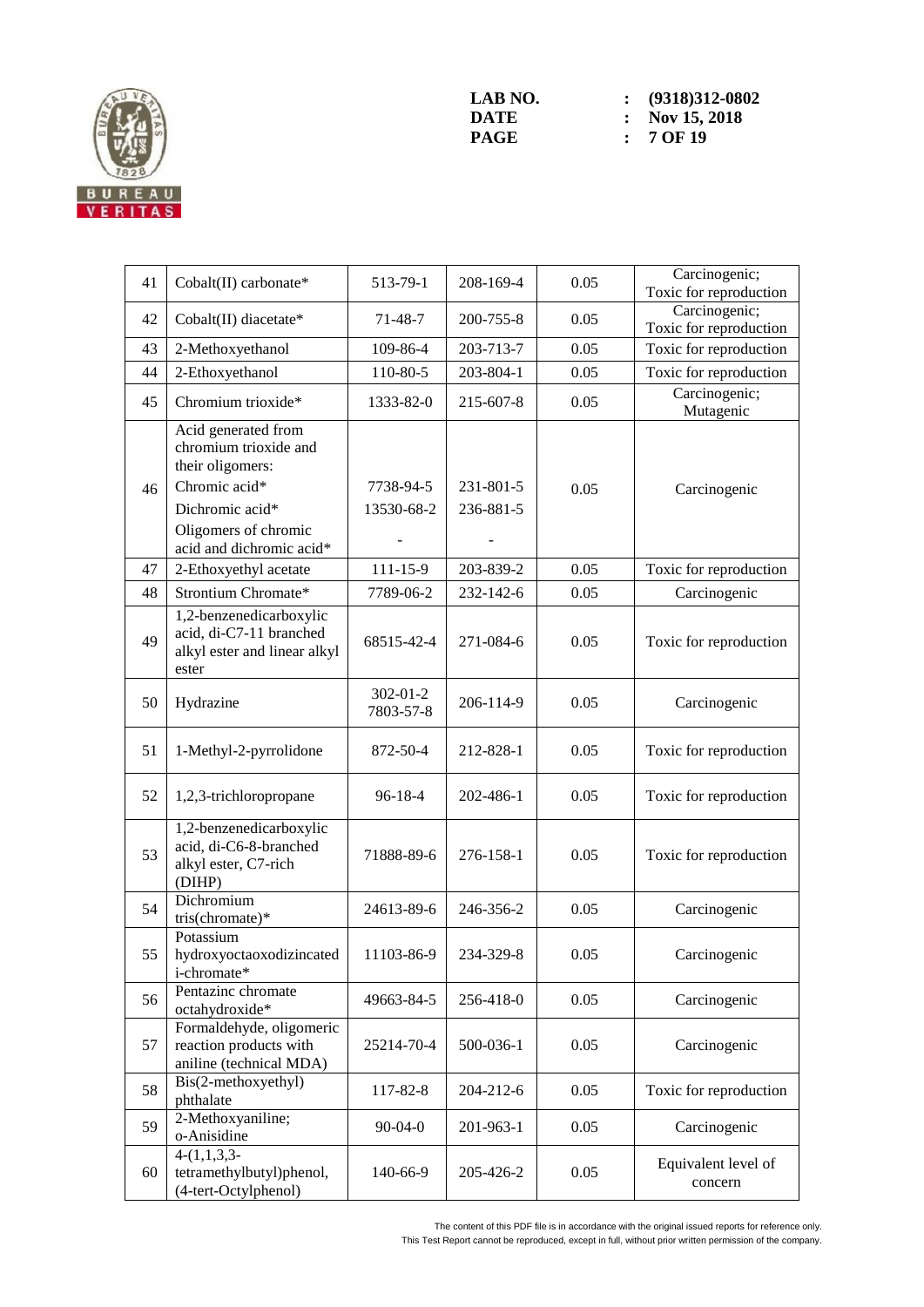| 41 | Cobalt(II) carbonate* | 513-79-1 | 208-169-4 | 0.05 | Carcinogenic; Toxic for reproduction |
|---|---|---|---|---|---|
| 42 | Cobalt(II) diacetate* | 71-48-7 | 200-755-8 | 0.05 | Carcinogenic; Toxic for reproduction |
| 43 | 2-Methoxyethanol | 109-86-4 | 203-713-7 | 0.05 | Toxic for reproduction |
| 44 | 2-Ethoxyethanol | 110-80-5 | 203-804-1 | 0.05 | Toxic for reproduction |
| 45 | Chromium trioxide* | 1333-82-0 | 215-607-8 | 0.05 | Carcinogenic; Mutagenic |
| 46 | Acid generated from chromium trioxide and their oligomers:<br>Chromic acid*<br>Dichromic acid*<br>Oligomers of chromic acid and dichromic acid* | <br>7738-94-5<br>13530-68-2<br>- | <br>231-801-5<br>236-881-5<br>- | 0.05 | Carcinogenic |
| 47 | 2-Ethoxyethyl acetate | 111-15-9 | 203-839-2 | 0.05 | Toxic for reproduction |
| 48 | Strontium Chromate* | 7789-06-2 | 232-142-6 | 0.05 | Carcinogenic |
| 49 | 1,2-benzenedicarboxylic acid, di-C7-11 branched alkyl ester and linear alkyl ester | 68515-42-4 | 271-084-6 | 0.05 | Toxic for reproduction |
| 50 | Hydrazine | 302-01-2<br>7803-57-8 | 206-114-9 | 0.05 | Carcinogenic |
| 51 | 1-Methyl-2-pyrrolidone | 872-50-4 | 212-828-1 | 0.05 | Toxic for reproduction |
| 52 | 1,2,3-trichloropropane | 96-18-4 | 202-486-1 | 0.05 | Toxic for reproduction |
| 53 | 1,2-benzenedicarboxylic acid, di-C6-8-branched alkyl ester, C7-rich (DIHP) | 71888-89-6 | 276-158-1 | 0.05 | Toxic for reproduction |
| 54 | Dichromium tris(chromate)* | 24613-89-6 | 246-356-2 | 0.05 | Carcinogenic |
| 55 | Potassium hydroxyoctaoxodizincatedi-chromate* | 11103-86-9 | 234-329-8 | 0.05 | Carcinogenic |
| 56 | Pentazinc chromate octahydroxide* | 49663-84-5 | 256-418-0 | 0.05 | Carcinogenic |
| 57 | Formaldehyde, oligomeric reaction products with aniline (technical MDA) | 25214-70-4 | 500-036-1 | 0.05 | Carcinogenic |
| 58 | Bis(2-methoxyethyl) phthalate | 117-82-8 | 204-212-6 | 0.05 | Toxic for reproduction |
| 59 | 2-Methoxyaniline; o-Anisidine | 90-04-0 | 201-963-1 | 0.05 | Carcinogenic |
| 60 | 4-(1,1,3,3-tetramethylbutyl)phenol, (4-tert-Octylphenol) | 140-66-9 | 205-426-2 | 0.05 | Equivalent level of concern |

The content of this PDF file is in accordance with the original issued reports for reference only.
This Test Report cannot be reproduced, except in full, without prior written permission of the company.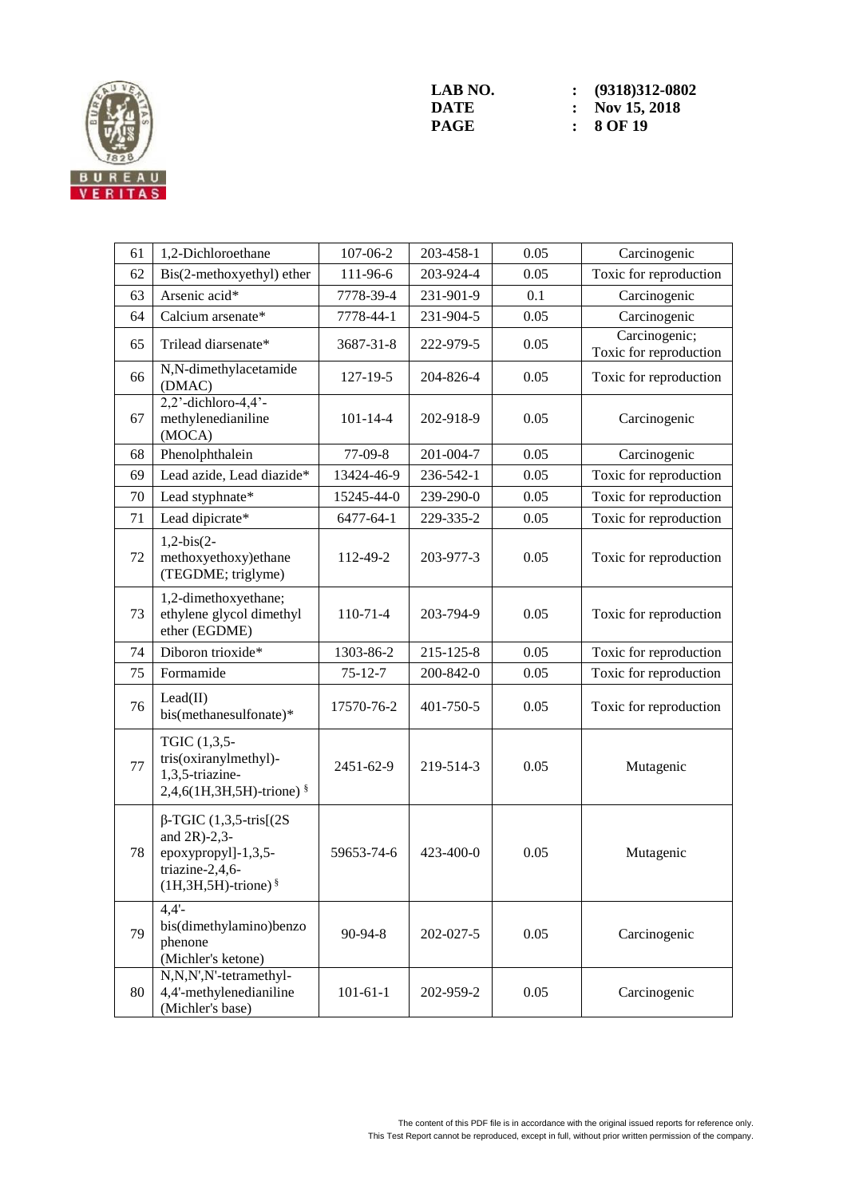| 61 | 1,2-Dichloroethane | 107-06-2 | 203-458-1 | 0.05 | Carcinogenic |
|---|---|---|---|---|---|
| 62 | Bis(2-methoxyethyl) ether | 111-96-6 | 203-924-4 | 0.05 | Toxic for reproduction |
| 63 | Arsenic acid* | 7778-39-4 | 231-901-9 | 0.1 | Carcinogenic |
| 64 | Calcium arsenate* | 7778-44-1 | 231-904-5 | 0.05 | Carcinogenic |
| 65 | Trilead diarsenate* | 3687-31-8 | 222-979-5 | 0.05 | Carcinogenic; Toxic for reproduction |
| 66 | N,N-dimethylacetamide (DMAC) | 127-19-5 | 204-826-4 | 0.05 | Toxic for reproduction |
| 67 | 2,2'-dichloro-4,4'-methylenedianiline (MOCA) | 101-14-4 | 202-918-9 | 0.05 | Carcinogenic |
| 68 | Phenolphthalein | 77-09-8 | 201-004-7 | 0.05 | Carcinogenic |
| 69 | Lead azide, Lead diazide* | 13424-46-9 | 236-542-1 | 0.05 | Toxic for reproduction |
| 70 | Lead styphnate* | 15245-44-0 | 239-290-0 | 0.05 | Toxic for reproduction |
| 71 | Lead dipicrate* | 6477-64-1 | 229-335-2 | 0.05 | Toxic for reproduction |
| 72 | 1,2-bis(2-methoxyethoxy)ethane (TEGDME; triglyme) | 112-49-2 | 203-977-3 | 0.05 | Toxic for reproduction |
| 73 | 1,2-dimethoxyethane; ethylene glycol dimethyl ether (EGDME) | 110-71-4 | 203-794-9 | 0.05 | Toxic for reproduction |
| 74 | Diboron trioxide* | 1303-86-2 | 215-125-8 | 0.05 | Toxic for reproduction |
| 75 | Formamide | 75-12-7 | 200-842-0 | 0.05 | Toxic for reproduction |
| 76 | Lead(II) bis(methanesulfonate)* | 17570-76-2 | 401-750-5 | 0.05 | Toxic for reproduction |
| 77 | TGIC (1,3,5-tris(oxiranylmethyl)-1,3,5-triazine-2,4,6(1H,3H,5H)-trione) § | 2451-62-9 | 219-514-3 | 0.05 | Mutagenic |
| 78 | β-TGIC (1,3,5-tris[(2S and 2R)-2,3-epoxypropyl]-1,3,5-triazine-2,4,6-(1H,3H,5H)-trione) § | 59653-74-6 | 423-400-0 | 0.05 | Mutagenic |
| 79 | 4,4'-bis(dimethylamino)benzophenone (Michler's ketone) | 90-94-8 | 202-027-5 | 0.05 | Carcinogenic |
| 80 | N,N,N',N'-tetramethyl-4,4'-methylenedianiline (Michler's base) | 101-61-1 | 202-959-2 | 0.05 | Carcinogenic |

The content of this PDF file is in accordance with the original issued reports for reference only.
This Test Report cannot be reproduced, except in full, without prior written permission of the company.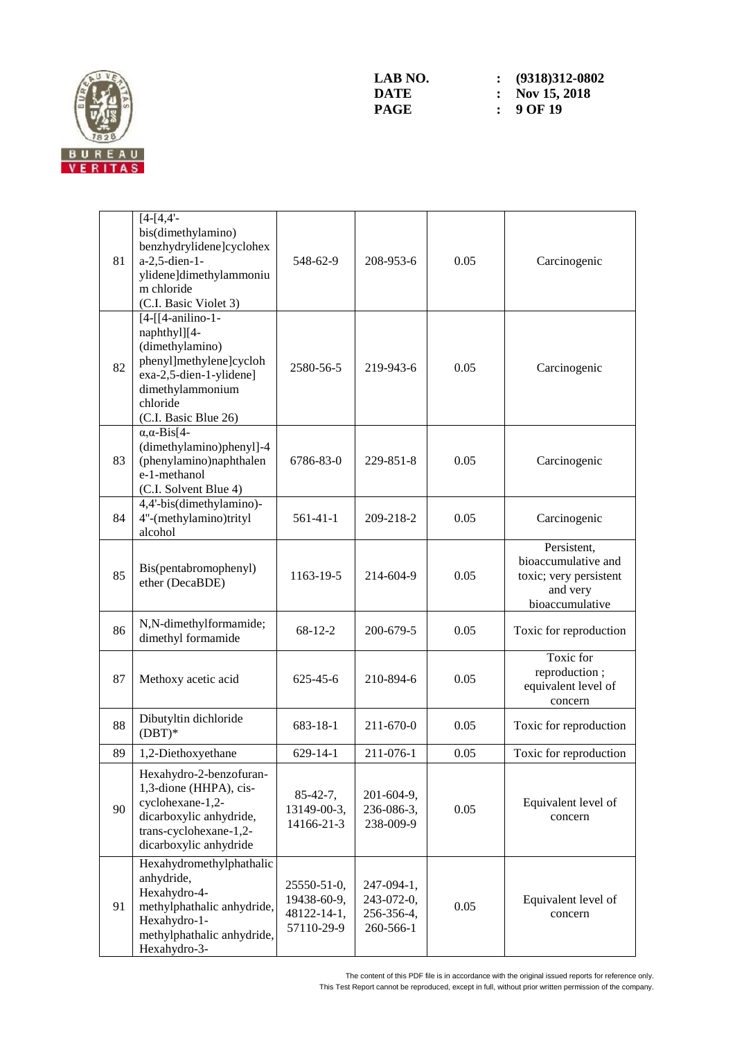| | | | | | |
|---|---|---|---|---|---|
| 81 | [4-[4,4'-bis(dimethylamino) benzhydrylidene]cyclohexa-2,5-dien-1-ylidene]dimethylammonium chloride (C.I. Basic Violet 3) | 548-62-9 | 208-953-6 | 0.05 | Carcinogenic |
| 82 | [4-[[4-anilino-1-naphthyl][4-(dimethylamino) phenyl]methylene]cyclohexa-2,5-dien-1-ylidene] dimethylammonium chloride (C.I. Basic Blue 26) | 2580-56-5 | 219-943-6 | 0.05 | Carcinogenic |
| 83 | α,α-Bis[4-(dimethylamino)phenyl]-4 (phenylamino)naphthalene-1-methanol (C.I. Solvent Blue 4) | 6786-83-0 | 229-851-8 | 0.05 | Carcinogenic |
| 84 | 4,4'-bis(dimethylamino)-4''-(methylamino)trityl alcohol | 561-41-1 | 209-218-2 | 0.05 | Carcinogenic |
| 85 | Bis(pentabromophenyl) ether (DecaBDE) | 1163-19-5 | 214-604-9 | 0.05 | Persistent, bioaccumulative and toxic; very persistent and very bioaccumulative |
| 86 | N,N-dimethylformamide; dimethyl formamide | 68-12-2 | 200-679-5 | 0.05 | Toxic for reproduction |
| 87 | Methoxy acetic acid | 625-45-6 | 210-894-6 | 0.05 | Toxic for reproduction ; equivalent level of concern |
| 88 | Dibutyltin dichloride (DBT)* | 683-18-1 | 211-670-0 | 0.05 | Toxic for reproduction |
| 89 | 1,2-Diethoxyethane | 629-14-1 | 211-076-1 | 0.05 | Toxic for reproduction |
| 90 | Hexahydro-2-benzofuran-1,3-dione (HHPA), cis-cyclohexane-1,2-dicarboxylic anhydride, trans-cyclohexane-1,2-dicarboxylic anhydride | 85-42-7, 13149-00-3, 14166-21-3 | 201-604-9, 236-086-3, 238-009-9 | 0.05 | Equivalent level of concern |
| 91 | Hexahydromethylphathalic anhydride, Hexahydro-4-methylphathalic anhydride, Hexahydro-1-methylphathalic anhydride, Hexahydro-3- | 25550-51-0, 19438-60-9, 48122-14-1, 57110-29-9 | 247-094-1, 243-072-0, 256-356-4, 260-566-1 | 0.05 | Equivalent level of concern |

The content of this PDF file is in accordance with the original issued reports for reference only.
This Test Report cannot be reproduced, except in full, without prior written permission of the company.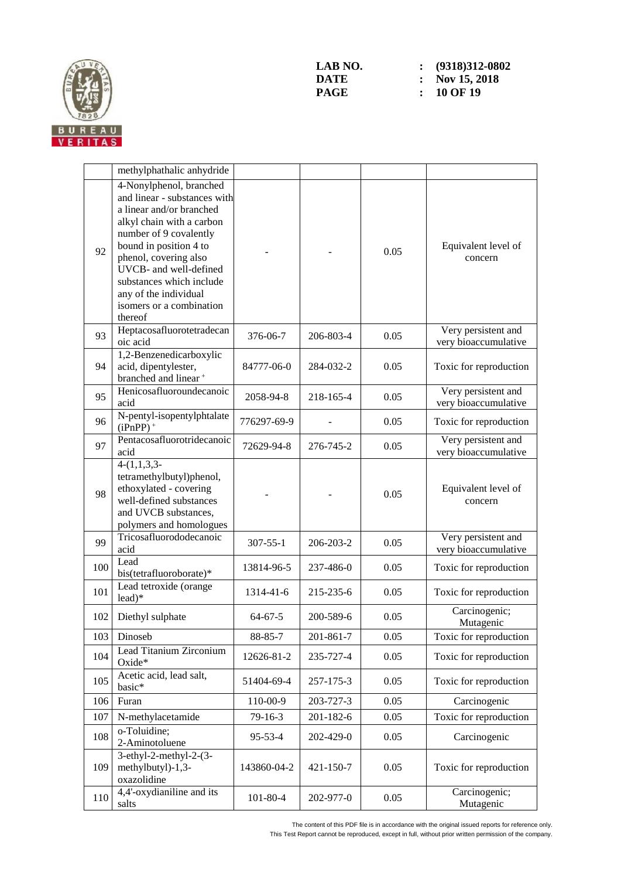| | methylphathalic anhydride | | | | |
|---|---|---|---|---|---|
| 92 | 4-Nonylphenol, branched and linear - substances with a linear and/or branched alkyl chain with a carbon number of 9 covalently bound in position 4 to phenol, covering also UVCB- and well-defined substances which include any of the individual isomers or a combination thereof | - | - | 0.05 | Equivalent level of concern |
| 93 | Heptacosafluorotetradecanoic acid | 376-06-7 | 206-803-4 | 0.05 | Very persistent and very bioaccumulative |
| 94 | 1,2-Benzenedicarboxylic acid, dipentylester, branched and linear $^{+}$ | 84777-06-0 | 284-032-2 | 0.05 | Toxic for reproduction |
| 95 | Henicosafluoroundecanoic acid | 2058-94-8 | 218-165-4 | 0.05 | Very persistent and very bioaccumulative |
| 96 | N-pentyl-isopentylphtalate (iPnPP) $^{+}$ | 776297-69-9 | - | 0.05 | Toxic for reproduction |
| 97 | Pentacosafluorotridecanoic acid | 72629-94-8 | 276-745-2 | 0.05 | Very persistent and very bioaccumulative |
| 98 | 4-(1,1,3,3-tetramethylbutyl)phenol, ethoxylated - covering well-defined substances and UVCB substances, polymers and homologues | - | - | 0.05 | Equivalent level of concern |
| 99 | Tricosafluorododecanoic acid | 307-55-1 | 206-203-2 | 0.05 | Very persistent and very bioaccumulative |
| 100 | Lead bis(tetrafluoroborate)* | 13814-96-5 | 237-486-0 | 0.05 | Toxic for reproduction |
| 101 | Lead tetroxide (orange lead)* | 1314-41-6 | 215-235-6 | 0.05 | Toxic for reproduction |
| 102 | Diethyl sulphate | 64-67-5 | 200-589-6 | 0.05 | Carcinogenic; Mutagenic |
| 103 | Dinoseb | 88-85-7 | 201-861-7 | 0.05 | Toxic for reproduction |
| 104 | Lead Titanium Zirconium Oxide* | 12626-81-2 | 235-727-4 | 0.05 | Toxic for reproduction |
| 105 | Acetic acid, lead salt, basic* | 51404-69-4 | 257-175-3 | 0.05 | Toxic for reproduction |
| 106 | Furan | 110-00-9 | 203-727-3 | 0.05 | Carcinogenic |
| 107 | N-methylacetamide | 79-16-3 | 201-182-6 | 0.05 | Toxic for reproduction |
| 108 | o-Toluidine; 2-Aminotoluene | 95-53-4 | 202-429-0 | 0.05 | Carcinogenic |
| 109 | 3-ethyl-2-methyl-2-(3-methylbutyl)-1,3-oxazolidine | 143860-04-2 | 421-150-7 | 0.05 | Toxic for reproduction |
| 110 | 4,4'-oxydianiline and its salts | 101-80-4 | 202-977-0 | 0.05 | Carcinogenic; Mutagenic |

The content of this PDF file is in accordance with the original issued reports for reference only.
This Test Report cannot be reproduced, except in full, without prior written permission of the company.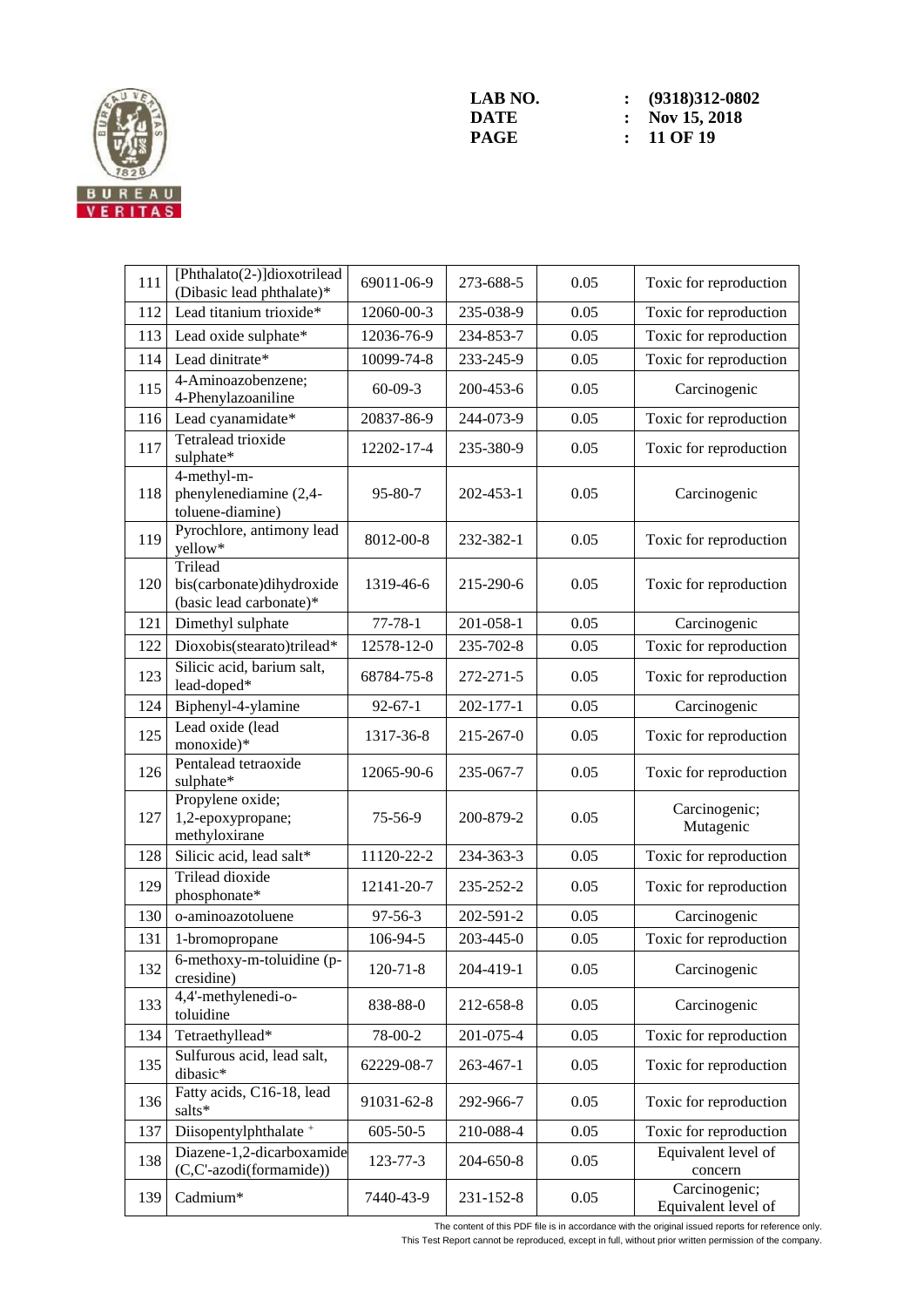| 111 | [Phthalato(2-)]dioxotrilead (Dibasic lead phthalate)* | 69011-06-9 | 273-688-5 | 0.05 | Toxic for reproduction |
|---|---|---|---|---|---|
| 112 | Lead titanium trioxide* | 12060-00-3 | 235-038-9 | 0.05 | Toxic for reproduction |
| 113 | Lead oxide sulphate* | 12036-76-9 | 234-853-7 | 0.05 | Toxic for reproduction |
| 114 | Lead dinitrate* | 10099-74-8 | 233-245-9 | 0.05 | Toxic for reproduction |
| 115 | 4-Aminoazobenzene; 4-Phenylazoaniline | 60-09-3 | 200-453-6 | 0.05 | Carcinogenic |
| 116 | Lead cyanamidate* | 20837-86-9 | 244-073-9 | 0.05 | Toxic for reproduction |
| 117 | Tetralead trioxide sulphate* | 12202-17-4 | 235-380-9 | 0.05 | Toxic for reproduction |
| 118 | 4-methyl-m-phenylenediamine (2,4-toluene-diamine) | 95-80-7 | 202-453-1 | 0.05 | Carcinogenic |
| 119 | Pyrochlore, antimony lead yellow* | 8012-00-8 | 232-382-1 | 0.05 | Toxic for reproduction |
| 120 | Trilead bis(carbonate)dihydroxide (basic lead carbonate)* | 1319-46-6 | 215-290-6 | 0.05 | Toxic for reproduction |
| 121 | Dimethyl sulphate | 77-78-1 | 201-058-1 | 0.05 | Carcinogenic |
| 122 | Dioxobis(stearato)trilead* | 12578-12-0 | 235-702-8 | 0.05 | Toxic for reproduction |
| 123 | Silicic acid, barium salt, lead-doped* | 68784-75-8 | 272-271-5 | 0.05 | Toxic for reproduction |
| 124 | Biphenyl-4-ylamine | 92-67-1 | 202-177-1 | 0.05 | Carcinogenic |
| 125 | Lead oxide (lead monoxide)* | 1317-36-8 | 215-267-0 | 0.05 | Toxic for reproduction |
| 126 | Pentalead tetraoxide sulphate* | 12065-90-6 | 235-067-7 | 0.05 | Toxic for reproduction |
| 127 | Propylene oxide; 1,2-epoxypropane; methyloxirane | 75-56-9 | 200-879-2 | 0.05 | Carcinogenic; Mutagenic |
| 128 | Silicic acid, lead salt* | 11120-22-2 | 234-363-3 | 0.05 | Toxic for reproduction |
| 129 | Trilead dioxide phosphonate* | 12141-20-7 | 235-252-2 | 0.05 | Toxic for reproduction |
| 130 | o-aminoazotoluene | 97-56-3 | 202-591-2 | 0.05 | Carcinogenic |
| 131 | 1-bromopropane | 106-94-5 | 203-445-0 | 0.05 | Toxic for reproduction |
| 132 | 6-methoxy-m-toluidine (p-cresidine) | 120-71-8 | 204-419-1 | 0.05 | Carcinogenic |
| 133 | 4,4'-methylenedi-o-toluidine | 838-88-0 | 212-658-8 | 0.05 | Carcinogenic |
| 134 | Tetraethyllead* | 78-00-2 | 201-075-4 | 0.05 | Toxic for reproduction |
| 135 | Sulfurous acid, lead salt, dibasic* | 62229-08-7 | 263-467-1 | 0.05 | Toxic for reproduction |
| 136 | Fatty acids, C16-18, lead salts* | 91031-62-8 | 292-966-7 | 0.05 | Toxic for reproduction |
| 137 | Diisopentylphthalate + | 605-50-5 | 210-088-4 | 0.05 | Toxic for reproduction |
| 138 | Diazene-1,2-dicarboxamide (C,C'-azodi(formamide)) | 123-77-3 | 204-650-8 | 0.05 | Equivalent level of concern |
| 139 | Cadmium* | 7440-43-9 | 231-152-8 | 0.05 | Carcinogenic; Equivalent level of |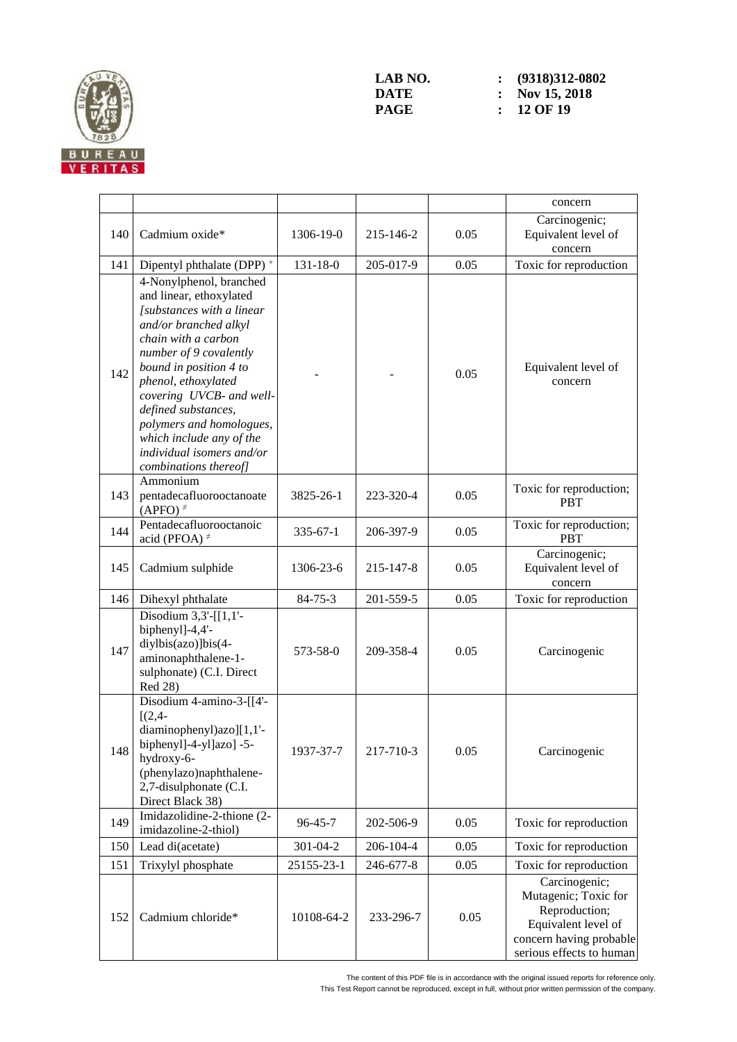| | | | | | |
|---|---|---|---|---|---|
| | | | | | concern |
| 140 | Cadmium oxide* | 1306-19-0 | 215-146-2 | 0.05 | Carcinogenic; Equivalent level of concern |
| 141 | Dipentyl phthalate (DPP) + | 131-18-0 | 205-017-9 | 0.05 | Toxic for reproduction |
| 142 | 4-Nonylphenol, branched and linear, ethoxylated *[substances with a linear and/or branched alkyl chain with a carbon number of 9 covalently bound in position 4 to phenol, ethoxylated covering UVCB- and well-defined substances, polymers and homologues, which include any of the individual isomers and/or combinations thereof]* | - | - | 0.05 | Equivalent level of concern |
| 143 | Ammonium pentadecafluorooctanoate (APFO) ≠ | 3825-26-1 | 223-320-4 | 0.05 | Toxic for reproduction; PBT |
| 144 | Pentadecafluorooctanoic acid (PFOA) ≠ | 335-67-1 | 206-397-9 | 0.05 | Toxic for reproduction; PBT |
| 145 | Cadmium sulphide | 1306-23-6 | 215-147-8 | 0.05 | Carcinogenic; Equivalent level of concern |
| 146 | Dihexyl phthalate | 84-75-3 | 201-559-5 | 0.05 | Toxic for reproduction |
| 147 | Disodium 3,3'-[[1,1'-biphenyl]-4,4'-diylbis(azo)]bis(4-aminonaphthalene-1-sulphonate) (C.I. Direct Red 28) | 573-58-0 | 209-358-4 | 0.05 | Carcinogenic |
| 148 | Disodium 4-amino-3-[[4'-[(2,4-diaminophenyl)azo][1,1'-biphenyl]-4-yl]azo] -5-hydroxy-6-(phenylazo)naphthalene-2,7-disulphonate (C.I. Direct Black 38) | 1937-37-7 | 217-710-3 | 0.05 | Carcinogenic |
| 149 | Imidazolidine-2-thione (2-imidazoline-2-thiol) | 96-45-7 | 202-506-9 | 0.05 | Toxic for reproduction |
| 150 | Lead di(acetate) | 301-04-2 | 206-104-4 | 0.05 | Toxic for reproduction |
| 151 | Trixylyl phosphate | 25155-23-1 | 246-677-8 | 0.05 | Toxic for reproduction |
| 152 | Cadmium chloride* | 10108-64-2 | 233-296-7 | 0.05 | Carcinogenic; Mutagenic; Toxic for Reproduction; Equivalent level of concern having probable serious effects to human |

The content of this PDF file is in accordance with the original issued reports for reference only.
This Test Report cannot be reproduced, except in full, without prior written permission of the company.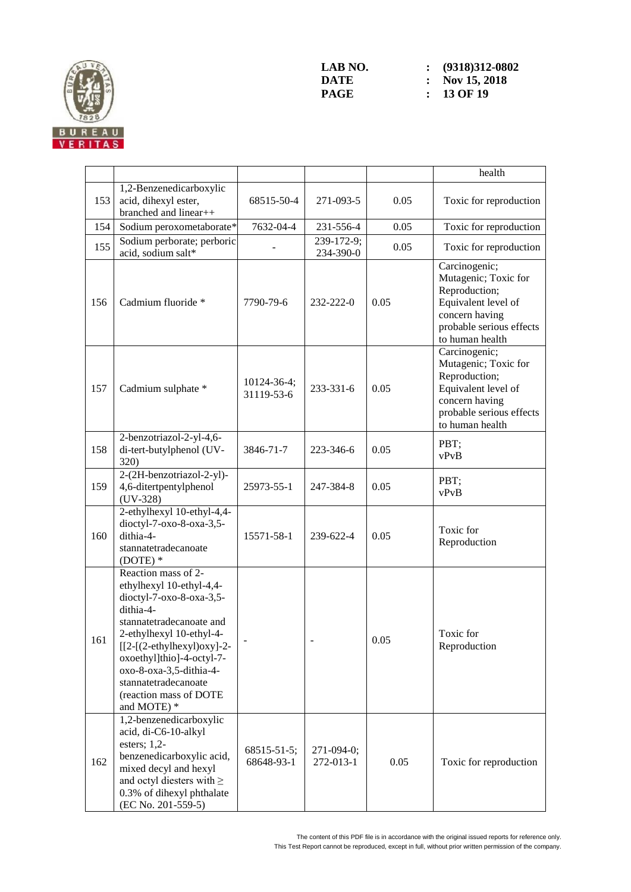| | | | | | |
|---|---|---|---|---|---|
| | | | | | health |
| 153 | 1,2-Benzenedicarboxylic acid, dihexyl ester, branched and linear++ | 68515-50-4 | 271-093-5 | 0.05 | Toxic for reproduction |
| 154 | Sodium peroxometaborate* | 7632-04-4 | 231-556-4 | 0.05 | Toxic for reproduction |
| 155 | Sodium perborate; perboric acid, sodium salt* | - | 239-172-9; 234-390-0 | 0.05 | Toxic for reproduction |
| 156 | Cadmium fluoride * | 7790-79-6 | 232-222-0 | 0.05 | Carcinogenic; Mutagenic; Toxic for Reproduction; Equivalent level of concern having probable serious effects to human health |
| 157 | Cadmium sulphate * | 10124-36-4; 31119-53-6 | 233-331-6 | 0.05 | Carcinogenic; Mutagenic; Toxic for Reproduction; Equivalent level of concern having probable serious effects to human health |
| 158 | 2-benzotriazol-2-yl-4,6-di-tert-butylphenol (UV-320) | 3846-71-7 | 223-346-6 | 0.05 | PBT; vPvB |
| 159 | 2-(2H-benzotriazol-2-yl)-4,6-ditertpentylphenol (UV-328) | 25973-55-1 | 247-384-8 | 0.05 | PBT; vPvB |
| 160 | 2-ethylhexyl 10-ethyl-4,4-dioctyl-7-oxo-8-oxa-3,5-dithia-4-stannatetradecanoate (DOTE) * | 15571-58-1 | 239-622-4 | 0.05 | Toxic for Reproduction |
| 161 | Reaction mass of 2-ethylhexyl 10-ethyl-4,4-dioctyl-7-oxo-8-oxa-3,5-dithia-4-stannatetradecanoate and 2-ethylhexyl 10-ethyl-4-[[2-[(2-ethylhexyl)oxy]-2-oxoethyl]thio]-4-octyl-7-oxo-8-oxa-3,5-dithia-4-stannatetradecanoate (reaction mass of DOTE and MOTE) * | - | - | 0.05 | Toxic for Reproduction |
| 162 | 1,2-benzenedicarboxylic acid, di-C6-10-alkyl esters; 1,2-benzenedicarboxylic acid, mixed decyl and hexyl and octyl diesters with ≥ 0.3% of dihexyl phthalate (EC No. 201-559-5) | 68515-51-5; 68648-93-1 | 271-094-0; 272-013-1 | 0.05 | Toxic for reproduction |

The content of this PDF file is in accordance with the original issued reports for reference only.
This Test Report cannot be reproduced, except in full, without prior written permission of the company.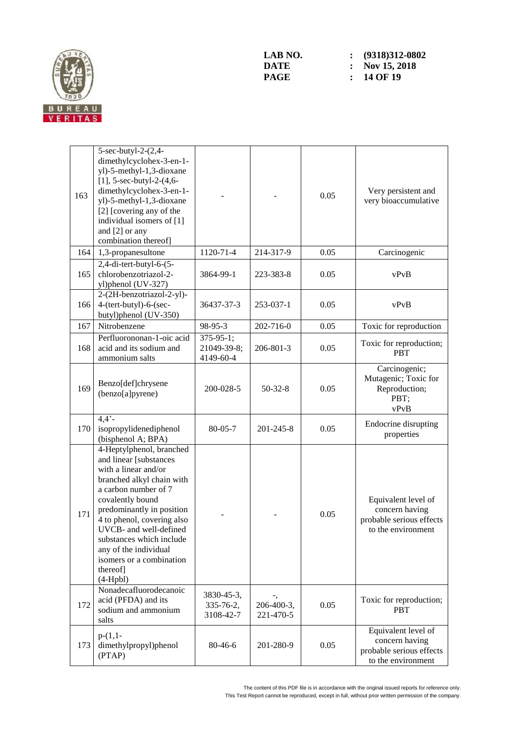| 163 | 5-sec-butyl-2-(2,4-dimethylcyclohex-3-en-1-yl)-5-methyl-1,3-dioxane [1], 5-sec-butyl-2-(4,6-dimethylcyclohex-3-en-1-yl)-5-methyl-1,3-dioxane [2] [covering any of the individual isomers of [1] and [2] or any combination thereof] | - | - | 0.05 | Very persistent and very bioaccumulative |
|---|---|---|---|---|---|
| 164 | 1,3-propanesultone | 1120-71-4 | 214-317-9 | 0.05 | Carcinogenic |
| 165 | 2,4-di-tert-butyl-6-(5-chlorobenzotriazol-2-yl)phenol (UV-327) | 3864-99-1 | 223-383-8 | 0.05 | vPvB |
| 166 | 2-(2H-benzotriazol-2-yl)-4-(tert-butyl)-6-(sec-butyl)phenol (UV-350) | 36437-37-3 | 253-037-1 | 0.05 | vPvB |
| 167 | Nitrobenzene | 98-95-3 | 202-716-0 | 0.05 | Toxic for reproduction |
| 168 | Perfluorononan-1-oic acid and its sodium and ammonium salts | 375-95-1; 21049-39-8; 4149-60-4 | 206-801-3 | 0.05 | Toxic for reproduction; PBT |
| 169 | Benzo[def]chrysene (benzo[a]pyrene) | 200-028-5 | 50-32-8 | 0.05 | Carcinogenic; Mutagenic; Toxic for Reproduction; PBT; vPvB |
| 170 | 4,4'-isopropylidenediphenol (bisphenol A; BPA) | 80-05-7 | 201-245-8 | 0.05 | Endocrine disrupting properties |
| 171 | 4-Heptylphenol, branched and linear [substances with a linear and/or branched alkyl chain with a carbon number of 7 covalently bound predominantly in position 4 to phenol, covering also UVCB- and well-defined substances which include any of the individual isomers or a combination thereof] (4-Hpbl) | - | - | 0.05 | Equivalent level of concern having probable serious effects to the environment |
| 172 | Nonadecafluorodecanoic acid (PFDA) and its sodium and ammonium salts | 3830-45-3, 335-76-2, 3108-42-7 | -, 206-400-3, 221-470-5 | 0.05 | Toxic for reproduction; PBT |
| 173 | p-(1,1-dimethylpropyl)phenol (PTAP) | 80-46-6 | 201-280-9 | 0.05 | Equivalent level of concern having probable serious effects to the environment |

The content of this PDF file is in accordance with the original issued reports for reference only.
This Test Report cannot be reproduced, except in full, without prior written permission of the company.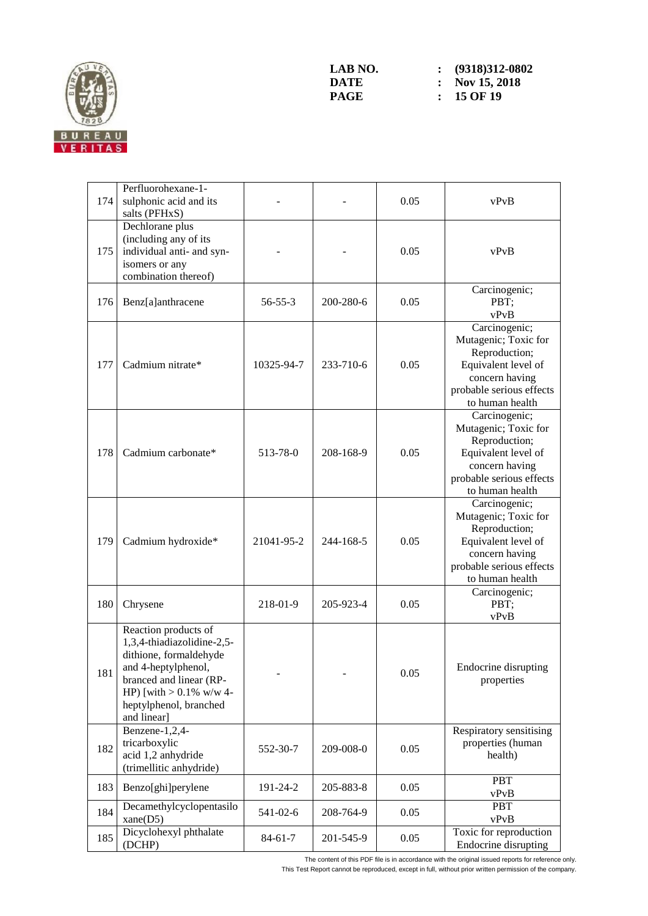| 174 | Perfluorohexane-1-sulphonic acid and its salts (PFHxS) | - | - | 0.05 | vPvB |
|---|---|---|---|---|---|
| 175 | Dechlorane plus (including any of its individual anti- and syn-isomers or any combination thereof) | - | - | 0.05 | vPvB |
| 176 | Benz[a]anthracene | 56-55-3 | 200-280-6 | 0.05 | Carcinogenic; PBT; vPvB |
| 177 | Cadmium nitrate* | 10325-94-7 | 233-710-6 | 0.05 | Carcinogenic; Mutagenic; Toxic for Reproduction; Equivalent level of concern having probable serious effects to human health |
| 178 | Cadmium carbonate* | 513-78-0 | 208-168-9 | 0.05 | Carcinogenic; Mutagenic; Toxic for Reproduction; Equivalent level of concern having probable serious effects to human health |
| 179 | Cadmium hydroxide* | 21041-95-2 | 244-168-5 | 0.05 | Carcinogenic; Mutagenic; Toxic for Reproduction; Equivalent level of concern having probable serious effects to human health |
| 180 | Chrysene | 218-01-9 | 205-923-4 | 0.05 | Carcinogenic; PBT; vPvB |
| 181 | Reaction products of 1,3,4-thiadiazolidine-2,5-dithione, formaldehyde and 4-heptylphenol, branched and linear (RP-HP) [with > 0.1% w/w 4-heptylphenol, branched and linear] | - | - | 0.05 | Endocrine disrupting properties |
| 182 | Benzene-1,2,4-tricarboxylic acid 1,2 anhydride (trimellitic anhydride) | 552-30-7 | 209-008-0 | 0.05 | Respiratory sensitising properties (human health) |
| 183 | Benzo[ghi]perylene | 191-24-2 | 205-883-8 | 0.05 | PBT vPvB |
| 184 | Decamethylcyclopentasiloxane(D5) | 541-02-6 | 208-764-9 | 0.05 | PBT vPvB |
| 185 | Dicyclohexyl phthalate (DCHP) | 84-61-7 | 201-545-9 | 0.05 | Toxic for reproduction Endocrine disrupting |

The content of this PDF file is in accordance with the original issued reports for reference only.
This Test Report cannot be reproduced, except in full, without prior written permission of the company.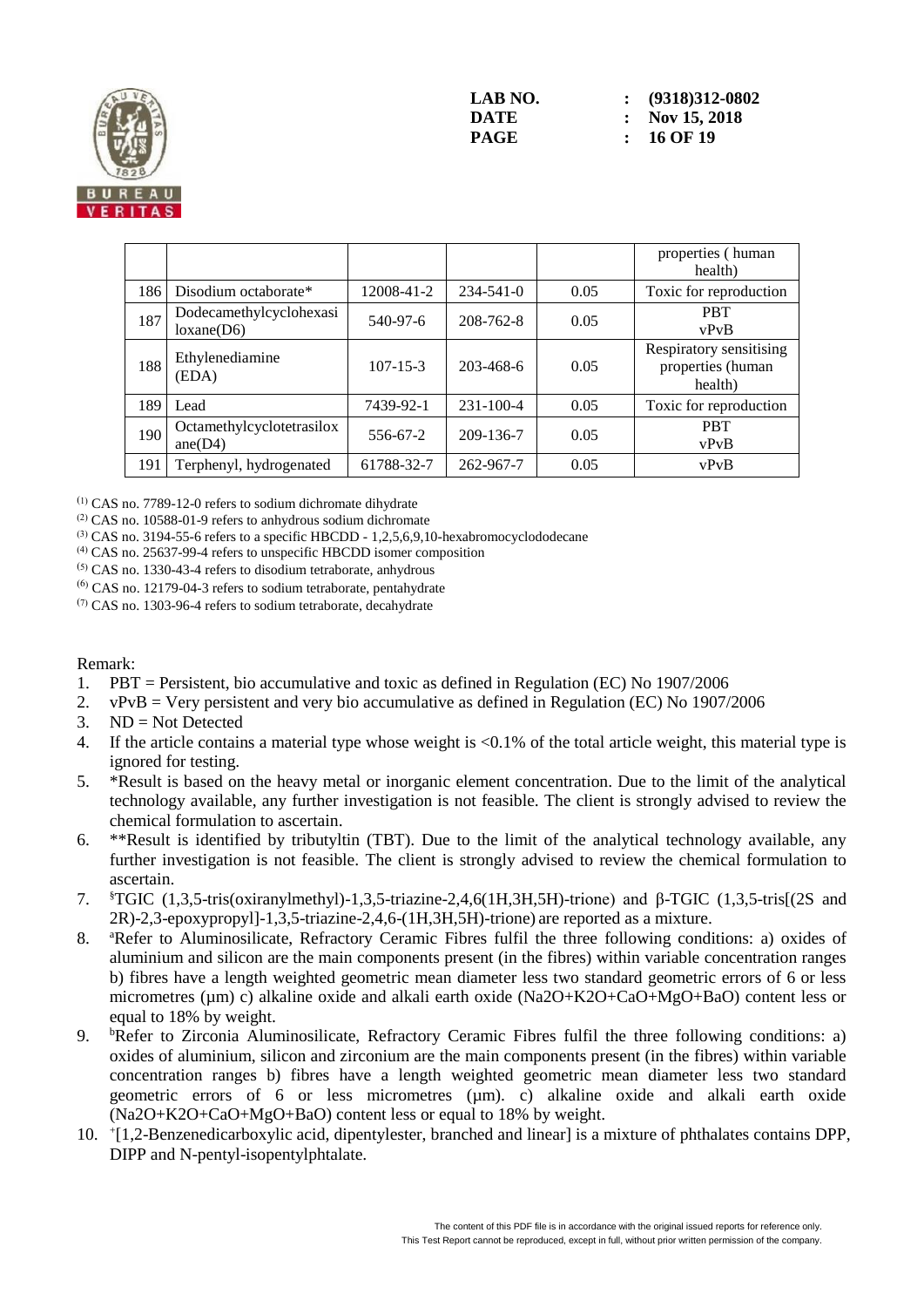| | | | | | |
|---|---|---|---|---|---|
| | | | | | properties ( human health) |
| 186 | Disodium octaborate* | 12008-41-2 | 234-541-0 | 0.05 | Toxic for reproduction |
| 187 | Dodecamethylcyclohexasiloxane(D6) | 540-97-6 | 208-762-8 | 0.05 | PBT vPvB |
| 188 | Ethylenediamine (EDA) | 107-15-3 | 203-468-6 | 0.05 | Respiratory sensitising properties (human health) |
| 189 | Lead | 7439-92-1 | 231-100-4 | 0.05 | Toxic for reproduction |
| 190 | Octamethylcyclotetrasiloxane(D4) | 556-67-2 | 209-136-7 | 0.05 | PBT vPvB |
| 191 | Terphenyl, hydrogenated | 61788-32-7 | 262-967-7 | 0.05 | vPvB |

(1) CAS no. 7789-12-0 refers to sodium dichromate dihydrate
(2) CAS no. 10588-01-9 refers to anhydrous sodium dichromate
(3) CAS no. 3194-55-6 refers to a specific HBCDD - 1,2,5,6,9,10-hexabromocyclododecane
(4) CAS no. 25637-99-4 refers to unspecific HBCDD isomer composition
(5) CAS no. 1330-43-4 refers to disodium tetraborate, anhydrous
(6) CAS no. 12179-04-3 refers to sodium tetraborate, pentahydrate
(7) CAS no. 1303-96-4 refers to sodium tetraborate, decahydrate

Remark:

1. PBT = Persistent, bio accumulative and toxic as defined in Regulation (EC) No 1907/2006
2. vPvB = Very persistent and very bio accumulative as defined in Regulation (EC) No 1907/2006
3. ND = Not Detected
4. If the article contains a material type whose weight is <0.1% of the total article weight, this material type is ignored for testing.
5. *Result is based on the heavy metal or inorganic element concentration. Due to the limit of the analytical technology available, any further investigation is not feasible. The client is strongly advised to review the chemical formulation to ascertain.
6. **Result is identified by tributyltin (TBT). Due to the limit of the analytical technology available, any further investigation is not feasible. The client is strongly advised to review the chemical formulation to ascertain.
7. [§]TGIC (1,3,5-tris(oxiranylmethyl)-1,3,5-triazine-2,4,6(1H,3H,5H)-trione) and β-TGIC (1,3,5-tris[(2S and 2R)-2,3-epoxypropyl]-1,3,5-triazine-2,4,6-(1H,3H,5H)-trione) are reported as a mixture.
8. [a]Refer to Aluminosilicate, Refractory Ceramic Fibres fulfil the three following conditions: a) oxides of aluminium and silicon are the main components present (in the fibres) within variable concentration ranges b) fibres have a length weighted geometric mean diameter less two standard geometric errors of 6 or less micrometres (µm) c) alkaline oxide and alkali earth oxide ($Na_2O$+$K_2O$+CaO+MgO+BaO) content less or equal to 18% by weight.
9. [b]Refer to Zirconia Aluminosilicate, Refractory Ceramic Fibres fulfil the three following conditions: a) oxides of aluminium, silicon and zirconium are the main components present (in the fibres) within variable concentration ranges b) fibres have a length weighted geometric mean diameter less two standard geometric errors of 6 or less micrometres (µm). c) alkaline oxide and alkali earth oxide ($Na_2O$+$K_2O$+CaO+MgO+BaO) content less or equal to 18% by weight.
10. [+][1,2-Benzenedicarboxylic acid, dipentylester, branched and linear] is a mixture of phthalates contains DPP, DIPP and N-pentyl-isopentylphtalate.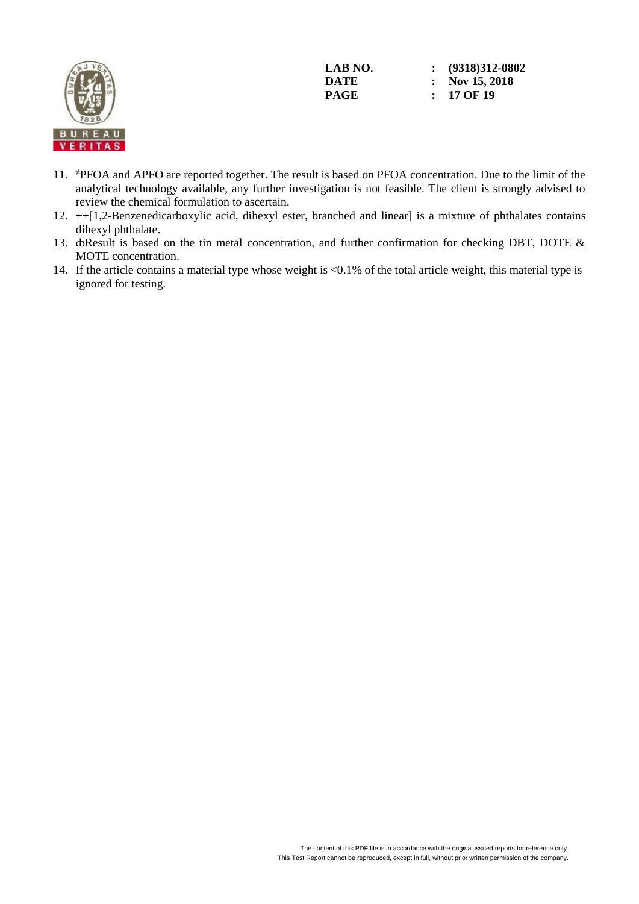11. [≠]PFOA and APFO are reported together. The result is based on PFOA concentration. Due to the limit of the analytical technology available, any further investigation is not feasible. The client is strongly advised to review the chemical formulation to ascertain.
12. ++[1,2-Benzenedicarboxylic acid, dihexyl ester, branched and linear] is a mixture of phthalates contains dihexyl phthalate.
13. ȸResult is based on the tin metal concentration, and further confirmation for checking DBT, DOTE & MOTE concentration.
14. If the article contains a material type whose weight is <0.1% of the total article weight, this material type is ignored for testing.

The content of this PDF file is in accordance with the original issued reports for reference only.
This Test Report cannot be reproduced, except in full, without prior written permission of the company.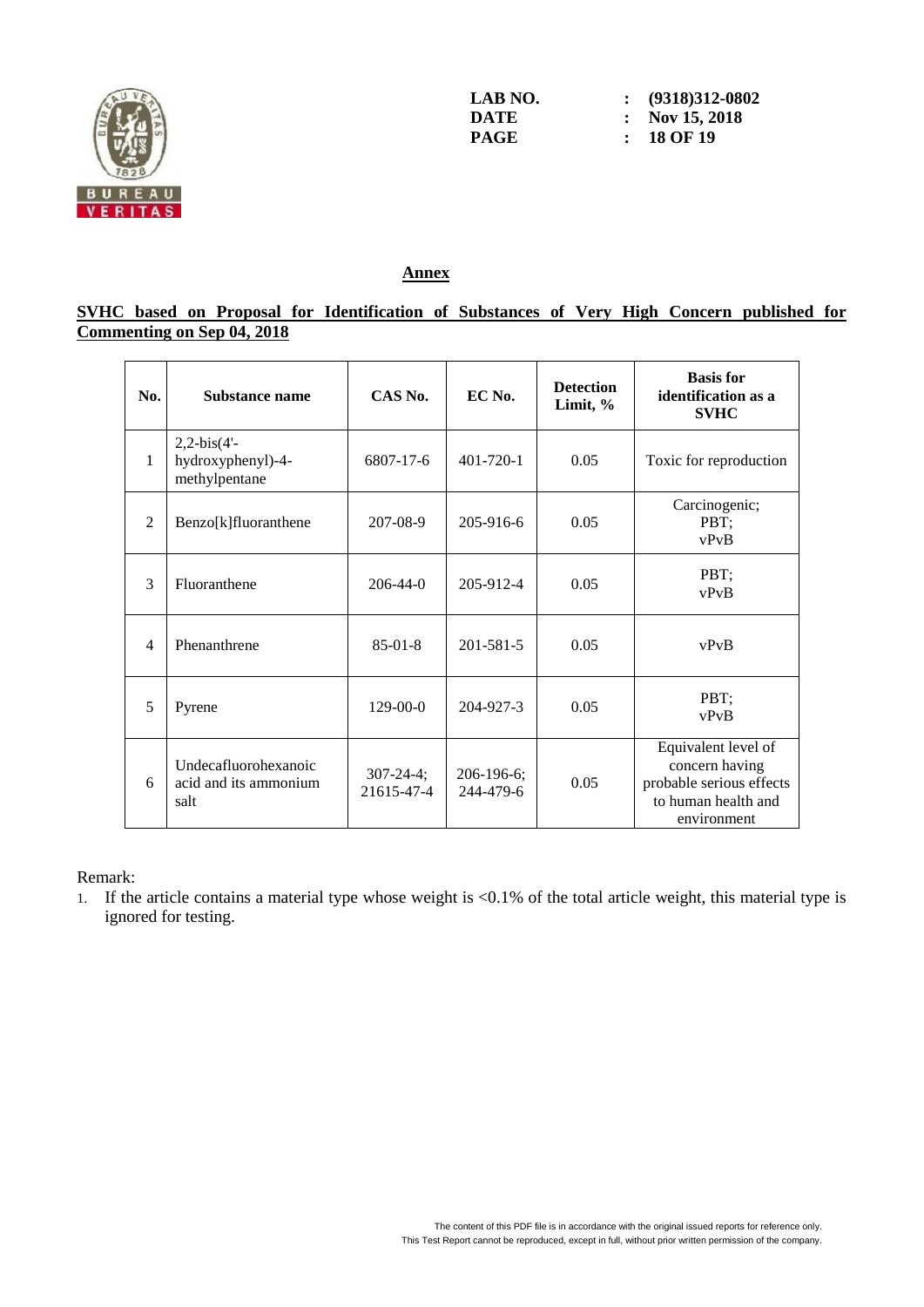## Annex

**SVHC based on Proposal for Identification of Substances of Very High Concern published for Commenting on Sep 04, 2018**

| No. | Substance name | CAS No. | EC No. | Detection Limit, % | Basis for identification as a SVHC |
|---|---|---|---|---|---|
| 1 | 2,2-bis(4'-hydroxyphenyl)-4-methylpentane | 6807-17-6 | 401-720-1 | 0.05 | Toxic for reproduction |
| 2 | Benzo[k]fluoranthene | 207-08-9 | 205-916-6 | 0.05 | Carcinogenic; PBT; vPvB |
| 3 | Fluoranthene | 206-44-0 | 205-912-4 | 0.05 | PBT; vPvB |
| 4 | Phenanthrene | 85-01-8 | 201-581-5 | 0.05 | vPvB |
| 5 | Pyrene | 129-00-0 | 204-927-3 | 0.05 | PBT; vPvB |
| 6 | Undecafluorohexanoic acid and its ammonium salt | 307-24-4; 21615-47-4 | 206-196-6; 244-479-6 | 0.05 | Equivalent level of concern having probable serious effects to human health and environment |

Remark:

1. If the article contains a material type whose weight is <0.1% of the total article weight, this material type is ignored for testing.

The content of this PDF file is in accordance with the original issued reports for reference only.
This Test Report cannot be reproduced, except in full, without prior written permission of the company.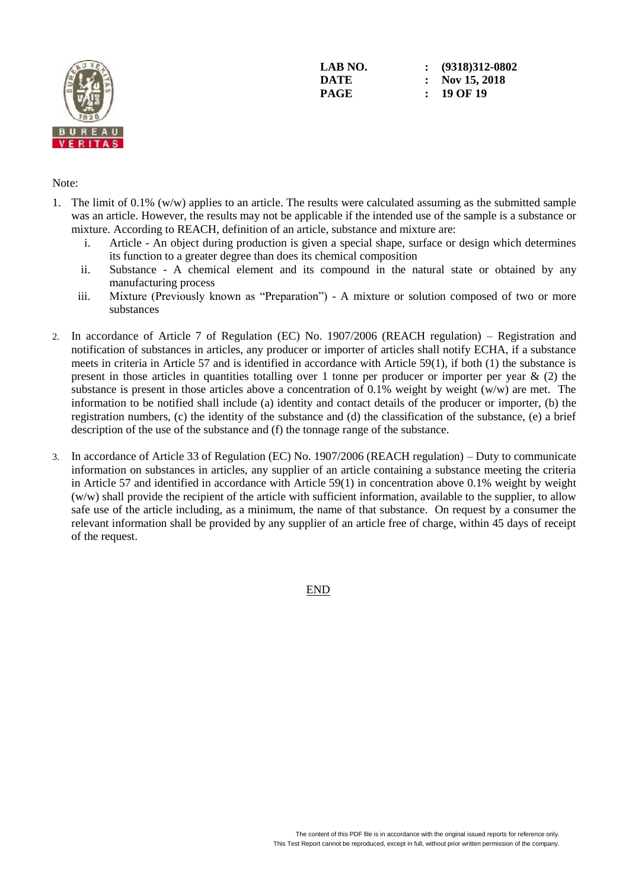LAB NO. : (9318)312-0802
DATE : Nov 15, 2018

Note:

1. The limit of 0.1% (w/w) applies to an article. The results were calculated assuming as the submitted sample was an article. However, the results may not be applicable if the intended use of the sample is a substance or mixture. According to REACH, definition of an article, substance and mixture are:
   i. Article - An object during production is given a special shape, surface or design which determines its function to a greater degree than does its chemical composition
   ii. Substance - A chemical element and its compound in the natural state or obtained by any manufacturing process
   iii. Mixture (Previously known as "Preparation") - A mixture or solution composed of two or more substances

2. In accordance of Article 7 of Regulation (EC) No. 1907/2006 (REACH regulation) – Registration and notification of substances in articles, any producer or importer of articles shall notify ECHA, if a substance meets in criteria in Article 57 and is identified in accordance with Article 59(1), if both (1) the substance is present in those articles in quantities totalling over 1 tonne per producer or importer per year & (2) the substance is present in those articles above a concentration of 0.1% weight by weight (w/w) are met. The information to be notified shall include (a) identity and contact details of the producer or importer, (b) the registration numbers, (c) the identity of the substance and (d) the classification of the substance, (e) a brief description of the use of the substance and (f) the tonnage range of the substance.

3. In accordance of Article 33 of Regulation (EC) No. 1907/2006 (REACH regulation) – Duty to communicate information on substances in articles, any supplier of an article containing a substance meeting the criteria in Article 57 and identified in accordance with Article 59(1) in concentration above 0.1% weight by weight (w/w) shall provide the recipient of the article with sufficient information, available to the supplier, to allow safe use of the article including, as a minimum, the name of that substance. On request by a consumer the relevant information shall be provided by any supplier of an article free of charge, within 45 days of receipt of the request.

END

The content of this PDF file is in accordance with the original issued reports for reference only.
This Test Report cannot be reproduced, except in full, without prior written permission of the company.